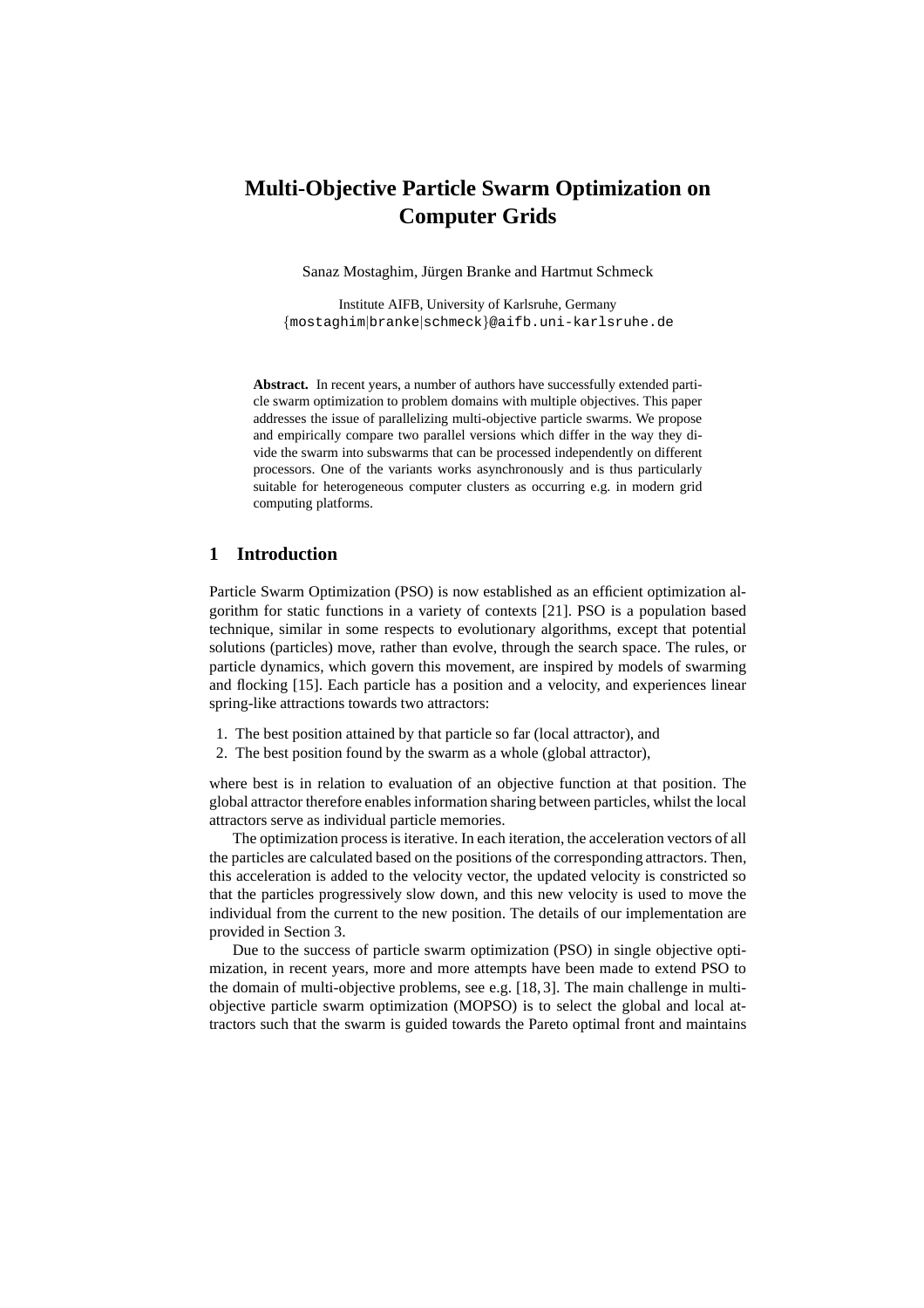# Multi-Objective Particle Swarm Optimization on Computer Grids

Sanaz Mostaghim, Jürgen Branke and Hartmut Schmeck

Institute AIFB, University of Karlsruhe, Germany
{mostaghim|branke|schmeck}@aifb.uni-karlsruhe.de

**Abstract.** In recent years, a number of authors have successfully extended particle swarm optimization to problem domains with multiple objectives. This paper addresses the issue of parallelizing multi-objective particle swarms. We propose and empirically compare two parallel versions which differ in the way they divide the swarm into subswarms that can be processed independently on different processors. One of the variants works asynchronously and is thus particularly suitable for heterogeneous computer clusters as occurring e.g. in modern grid computing platforms.

## 1 Introduction

Particle Swarm Optimization (PSO) is now established as an efficient optimization algorithm for static functions in a variety of contexts [21]. PSO is a population based technique, similar in some respects to evolutionary algorithms, except that potential solutions (particles) move, rather than evolve, through the search space. The rules, or particle dynamics, which govern this movement, are inspired by models of swarming and flocking [15]. Each particle has a position and a velocity, and experiences linear spring-like attractions towards two attractors:

1. The best position attained by that particle so far (local attractor), and
2. The best position found by the swarm as a whole (global attractor),

where best is in relation to evaluation of an objective function at that position. The global attractor therefore enables information sharing between particles, whilst the local attractors serve as individual particle memories.

The optimization process is iterative. In each iteration, the acceleration vectors of all the particles are calculated based on the positions of the corresponding attractors. Then, this acceleration is added to the velocity vector, the updated velocity is constricted so that the particles progressively slow down, and this new velocity is used to move the individual from the current to the new position. The details of our implementation are provided in Section 3.

Due to the success of particle swarm optimization (PSO) in single objective optimization, in recent years, more and more attempts have been made to extend PSO to the domain of multi-objective problems, see e.g. [18, 3]. The main challenge in multi-objective particle swarm optimization (MOPSO) is to select the global and local attractors such that the swarm is guided towards the Pareto optimal front and maintains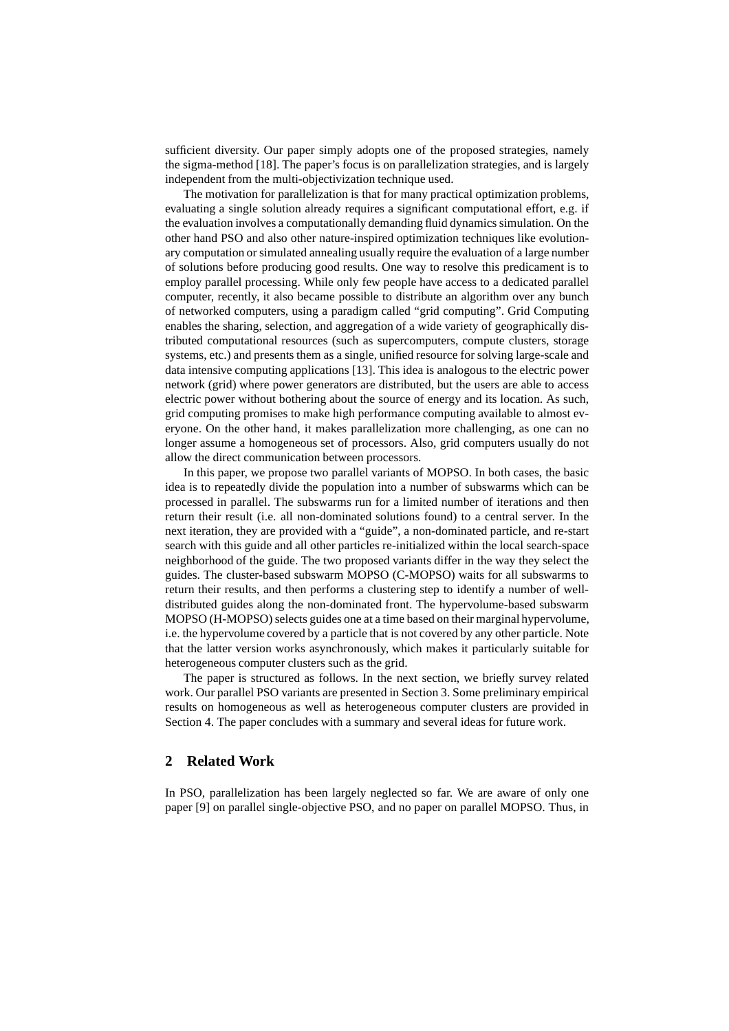sufficient diversity. Our paper simply adopts one of the proposed strategies, namely the sigma-method [18]. The paper's focus is on parallelization strategies, and is largely independent from the multi-objectivization technique used.

The motivation for parallelization is that for many practical optimization problems, evaluating a single solution already requires a significant computational effort, e.g. if the evaluation involves a computationally demanding fluid dynamics simulation. On the other hand PSO and also other nature-inspired optimization techniques like evolutionary computation or simulated annealing usually require the evaluation of a large number of solutions before producing good results. One way to resolve this predicament is to employ parallel processing. While only few people have access to a dedicated parallel computer, recently, it also became possible to distribute an algorithm over any bunch of networked computers, using a paradigm called "grid computing". Grid Computing enables the sharing, selection, and aggregation of a wide variety of geographically distributed computational resources (such as supercomputers, compute clusters, storage systems, etc.) and presents them as a single, unified resource for solving large-scale and data intensive computing applications [13]. This idea is analogous to the electric power network (grid) where power generators are distributed, but the users are able to access electric power without bothering about the source of energy and its location. As such, grid computing promises to make high performance computing available to almost everyone. On the other hand, it makes parallelization more challenging, as one can no longer assume a homogeneous set of processors. Also, grid computers usually do not allow the direct communication between processors.

In this paper, we propose two parallel variants of MOPSO. In both cases, the basic idea is to repeatedly divide the population into a number of subswarms which can be processed in parallel. The subswarms run for a limited number of iterations and then return their result (i.e. all non-dominated solutions found) to a central server. In the next iteration, they are provided with a "guide", a non-dominated particle, and re-start search with this guide and all other particles re-initialized within the local search-space neighborhood of the guide. The two proposed variants differ in the way they select the guides. The cluster-based subswarm MOPSO (C-MOPSO) waits for all subswarms to return their results, and then performs a clustering step to identify a number of well-distributed guides along the non-dominated front. The hypervolume-based subswarm MOPSO (H-MOPSO) selects guides one at a time based on their marginal hypervolume, i.e. the hypervolume covered by a particle that is not covered by any other particle. Note that the latter version works asynchronously, which makes it particularly suitable for heterogeneous computer clusters such as the grid.

The paper is structured as follows. In the next section, we briefly survey related work. Our parallel PSO variants are presented in Section 3. Some preliminary empirical results on homogeneous as well as heterogeneous computer clusters are provided in Section 4. The paper concludes with a summary and several ideas for future work.

## 2 Related Work

In PSO, parallelization has been largely neglected so far. We are aware of only one paper [9] on parallel single-objective PSO, and no paper on parallel MOPSO. Thus, in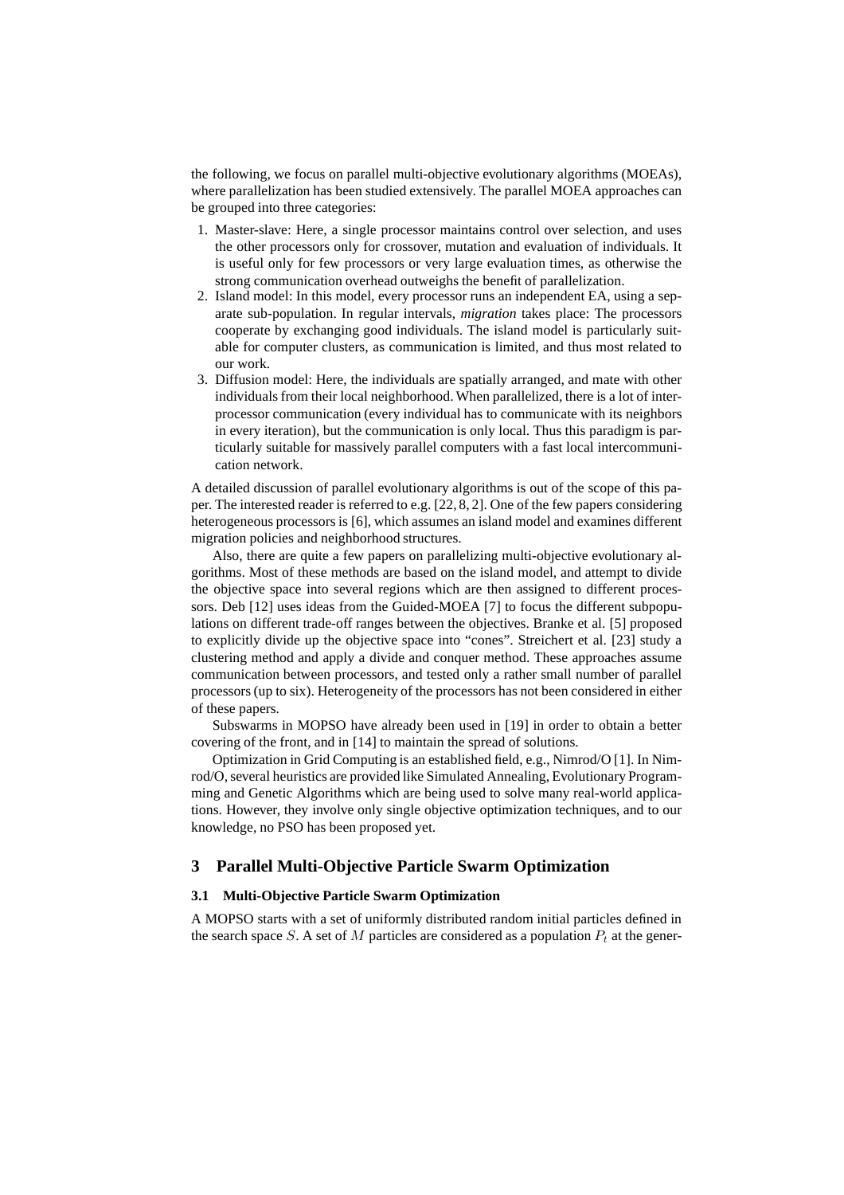the following, we focus on parallel multi-objective evolutionary algorithms (MOEAs), where parallelization has been studied extensively. The parallel MOEA approaches can be grouped into three categories:

1. Master-slave: Here, a single processor maintains control over selection, and uses the other processors only for crossover, mutation and evaluation of individuals. It is useful only for few processors or very large evaluation times, as otherwise the strong communication overhead outweighs the benefit of parallelization.
2. Island model: In this model, every processor runs an independent EA, using a separate sub-population. In regular intervals, *migration* takes place: The processors cooperate by exchanging good individuals. The island model is particularly suitable for computer clusters, as communication is limited, and thus most related to our work.
3. Diffusion model: Here, the individuals are spatially arranged, and mate with other individuals from their local neighborhood. When parallelized, there is a lot of interprocessor communication (every individual has to communicate with its neighbors in every iteration), but the communication is only local. Thus this paradigm is particularly suitable for massively parallel computers with a fast local intercommunication network.

A detailed discussion of parallel evolutionary algorithms is out of the scope of this paper. The interested reader is referred to e.g. [22, 8, 2]. One of the few papers considering heterogeneous processors is [6], which assumes an island model and examines different migration policies and neighborhood structures.

Also, there are quite a few papers on parallelizing multi-objective evolutionary algorithms. Most of these methods are based on the island model, and attempt to divide the objective space into several regions which are then assigned to different processors. Deb [12] uses ideas from the Guided-MOEA [7] to focus the different subpopulations on different trade-off ranges between the objectives. Branke et al. [5] proposed to explicitly divide up the objective space into "cones". Streichert et al. [23] study a clustering method and apply a divide and conquer method. These approaches assume communication between processors, and tested only a rather small number of parallel processors (up to six). Heterogeneity of the processors has not been considered in either of these papers.

Subswarms in MOPSO have already been used in [19] in order to obtain a better covering of the front, and in [14] to maintain the spread of solutions.

Optimization in Grid Computing is an established field, e.g., Nimrod/O [1]. In Nimrod/O, several heuristics are provided like Simulated Annealing, Evolutionary Programming and Genetic Algorithms which are being used to solve many real-world applications. However, they involve only single objective optimization techniques, and to our knowledge, no PSO has been proposed yet.

## 3 Parallel Multi-Objective Particle Swarm Optimization

### 3.1 Multi-Objective Particle Swarm Optimization

A MOPSO starts with a set of uniformly distributed random initial particles defined in the search space $S$. A set of $M$ particles are considered as a population $P_t$ at the gener-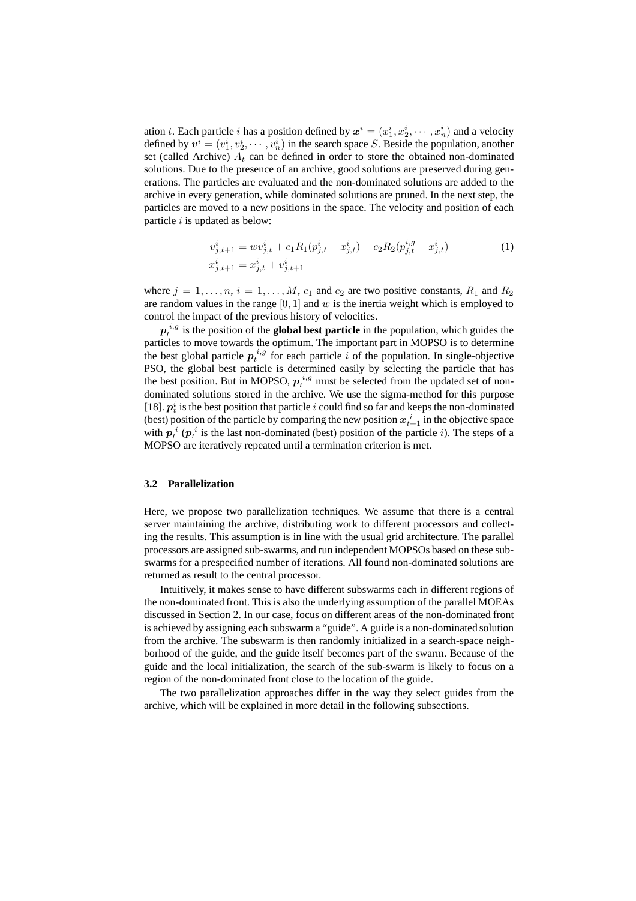ation $t$. Each particle $i$ has a position defined by $\boldsymbol{x}^i = (x_1^i, x_2^i, \cdots, x_n^i)$ and a velocity defined by $\boldsymbol{v}^i = (v_1^i, v_2^i, \cdots, v_n^i)$ in the search space $S$. Beside the population, another set (called Archive) $A_t$ can be defined in order to store the obtained non-dominated solutions. Due to the presence of an archive, good solutions are preserved during generations. The particles are evaluated and the non-dominated solutions are added to the archive in every generation, while dominated solutions are pruned. In the next step, the particles are moved to a new positions in the space. The velocity and position of each particle $i$ is updated as below:

$$
\begin{aligned}
v_{j,t+1}^i &= w v_{j,t}^i + c_1 R_1 (p_{j,t}^i - x_{j,t}^i) + c_2 R_2 (p_{j,t}^{i,g} - x_{j,t}^i) \\
x_{j,t+1}^i &= x_{j,t}^i + v_{j,t+1}^i
\end{aligned}
\tag{1}
$$

where $j = 1, \ldots, n$, $i = 1, \ldots, M$, $c_1$ and $c_2$ are two positive constants, $R_1$ and $R_2$ are random values in the range $[0, 1]$ and $w$ is the inertia weight which is employed to control the impact of the previous history of velocities.

$\boldsymbol{p}_t^{i,g}$ is the position of the **global best particle** in the population, which guides the particles to move towards the optimum. The important part in MOPSO is to determine the best global particle $\boldsymbol{p}_t^{i,g}$ for each particle $i$ of the population. In single-objective PSO, the global best particle is determined easily by selecting the particle that has the best position. But in MOPSO, $\boldsymbol{p}_t^{i,g}$ must be selected from the updated set of non-dominated solutions stored in the archive. We use the sigma-method for this purpose [18]. $\boldsymbol{p}_t^i$ is the best position that particle $i$ could find so far and keeps the non-dominated (best) position of the particle by comparing the new position $\boldsymbol{x}_{t+1}^i$ in the objective space with $\boldsymbol{p}_t^i$ ($\boldsymbol{p}_t^i$ is the last non-dominated (best) position of the particle $i$). The steps of a MOPSO are iteratively repeated until a termination criterion is met.

### 3.2 Parallelization

Here, we propose two parallelization techniques. We assume that there is a central server maintaining the archive, distributing work to different processors and collecting the results. This assumption is in line with the usual grid architecture. The parallel processors are assigned sub-swarms, and run independent MOPSOs based on these subswarms for a prespecified number of iterations. All found non-dominated solutions are returned as result to the central processor.

Intuitively, it makes sense to have different subswarms each in different regions of the non-dominated front. This is also the underlying assumption of the parallel MOEAs discussed in Section 2. In our case, focus on different areas of the non-dominated front is achieved by assigning each subswarm a "guide". A guide is a non-dominated solution from the archive. The subswarm is then randomly initialized in a search-space neighborhood of the guide, and the guide itself becomes part of the swarm. Because of the guide and the local initialization, the search of the sub-swarm is likely to focus on a region of the non-dominated front close to the location of the guide.

The two parallelization approaches differ in the way they select guides from the archive, which will be explained in more detail in the following subsections.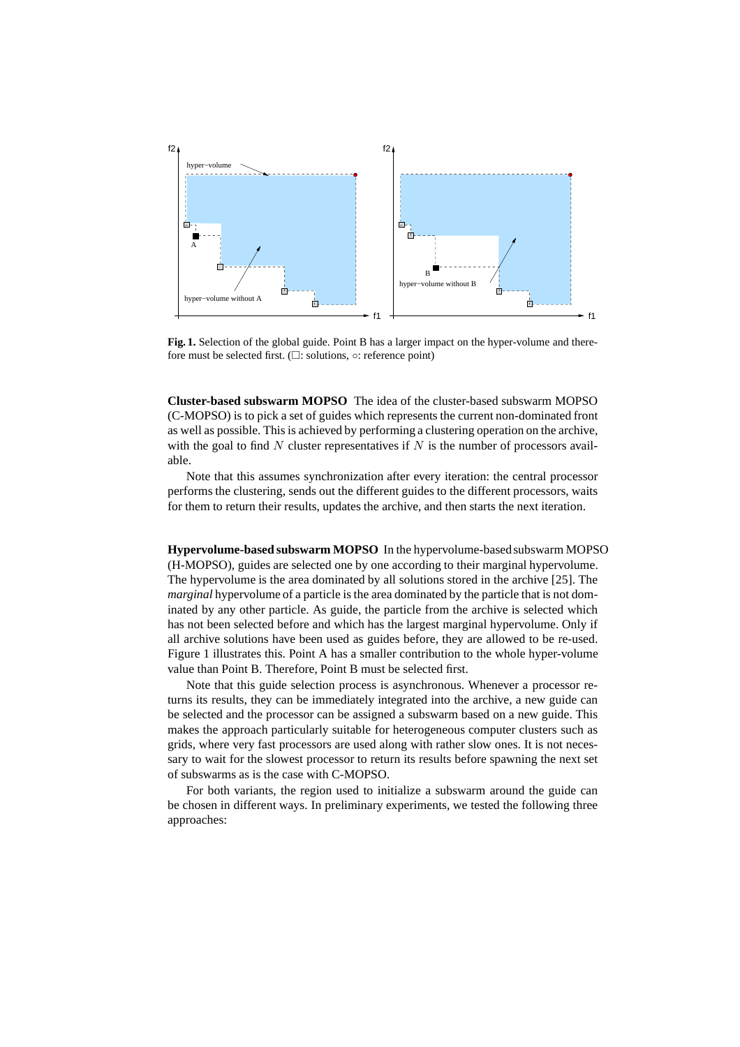**Fig. 1.** Selection of the global guide. Point B has a larger impact on the hyper-volume and therefore must be selected first. (□: solutions, ∘: reference point)

**Cluster-based subswarm MOPSO** The idea of the cluster-based subswarm MOPSO (C-MOPSO) is to pick a set of guides which represents the current non-dominated front as well as possible. This is achieved by performing a clustering operation on the archive, with the goal to find $N$ cluster representatives if $N$ is the number of processors available.

Note that this assumes synchronization after every iteration: the central processor performs the clustering, sends out the different guides to the different processors, waits for them to return their results, updates the archive, and then starts the next iteration.

**Hypervolume-based subswarm MOPSO** In the hypervolume-based subswarm MOPSO (H-MOPSO), guides are selected one by one according to their marginal hypervolume. The hypervolume is the area dominated by all solutions stored in the archive [25]. The *marginal* hypervolume of a particle is the area dominated by the particle that is not dominated by any other particle. As guide, the particle from the archive is selected which has not been selected before and which has the largest marginal hypervolume. Only if all archive solutions have been used as guides before, they are allowed to be re-used. Figure 1 illustrates this. Point A has a smaller contribution to the whole hyper-volume value than Point B. Therefore, Point B must be selected first.

Note that this guide selection process is asynchronous. Whenever a processor returns its results, they can be immediately integrated into the archive, a new guide can be selected and the processor can be assigned a subswarm based on a new guide. This makes the approach particularly suitable for heterogeneous computer clusters such as grids, where very fast processors are used along with rather slow ones. It is not necessary to wait for the slowest processor to return its results before spawning the next set of subswarms as is the case with C-MOPSO.

For both variants, the region used to initialize a subswarm around the guide can be chosen in different ways. In preliminary experiments, we tested the following three approaches: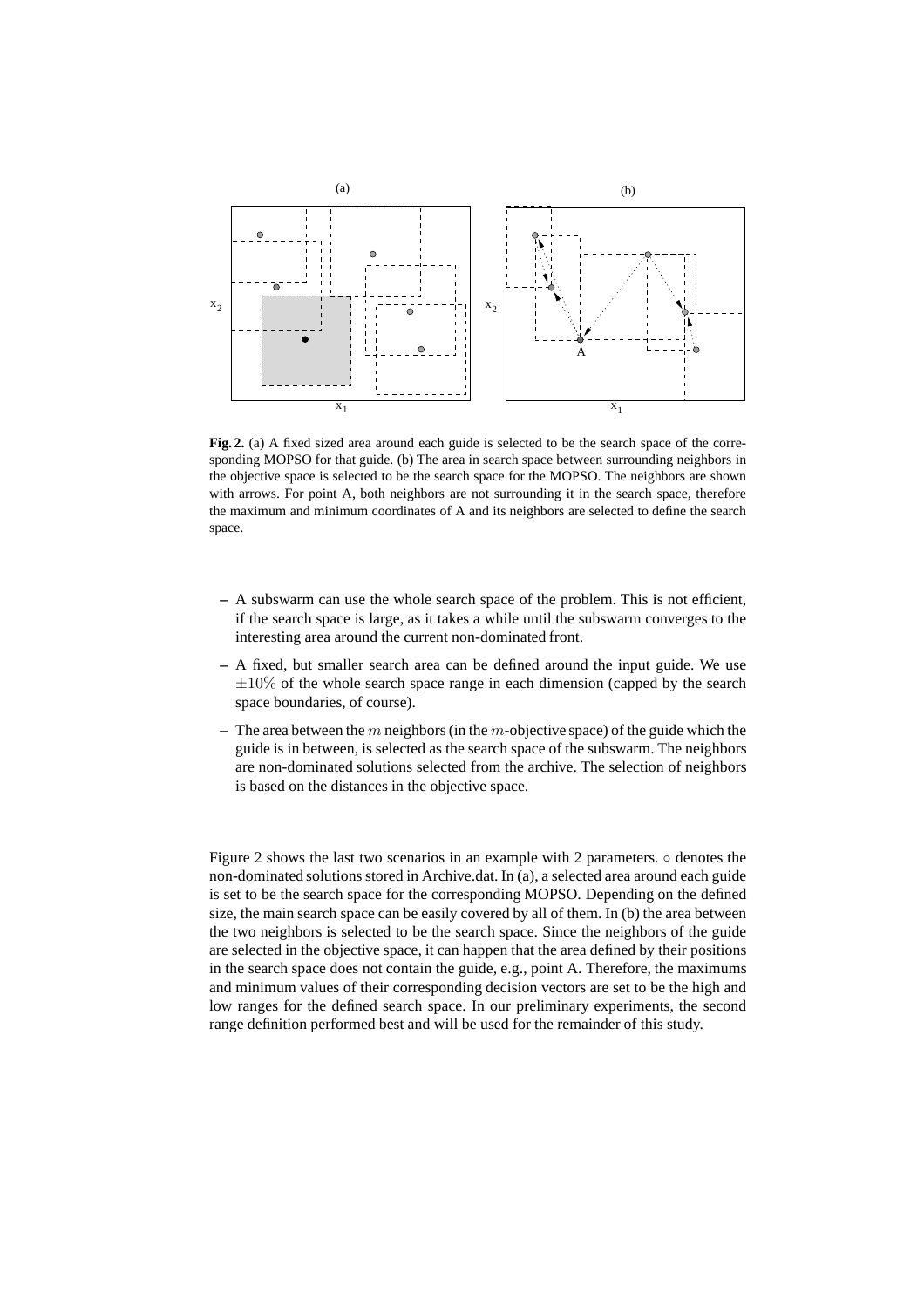(a)

$x_2$

$x_1$

(b)

$x_2$

A

$x_1$

**Fig. 2.** (a) A fixed sized area around each guide is selected to be the search space of the corresponding MOPSO for that guide. (b) The area in search space between surrounding neighbors in the objective space is selected to be the search space for the MOPSO. The neighbors are shown with arrows. For point A, both neighbors are not surrounding it in the search space, therefore the maximum and minimum coordinates of A and its neighbors are selected to define the search space.

– A subswarm can use the whole search space of the problem. This is not efficient, if the search space is large, as it takes a while until the subswarm converges to the interesting area around the current non-dominated front.

– A fixed, but smaller search area can be defined around the input guide. We use $\pm 10\%$ of the whole search space range in each dimension (capped by the search space boundaries, of course).

– The area between the $m$ neighbors (in the $m$-objective space) of the guide which the guide is in between, is selected as the search space of the subswarm. The neighbors are non-dominated solutions selected from the archive. The selection of neighbors is based on the distances in the objective space.

Figure 2 shows the last two scenarios in an example with 2 parameters. $\circ$ denotes the non-dominated solutions stored in Archive.dat. In (a), a selected area around each guide is set to be the search space for the corresponding MOPSO. Depending on the defined size, the main search space can be easily covered by all of them. In (b) the area between the two neighbors is selected to be the search space. Since the neighbors of the guide are selected in the objective space, it can happen that the area defined by their positions in the search space does not contain the guide, e.g., point A. Therefore, the maximums and minimum values of their corresponding decision vectors are set to be the high and low ranges for the defined search space. In our preliminary experiments, the second range definition performed best and will be used for the remainder of this study.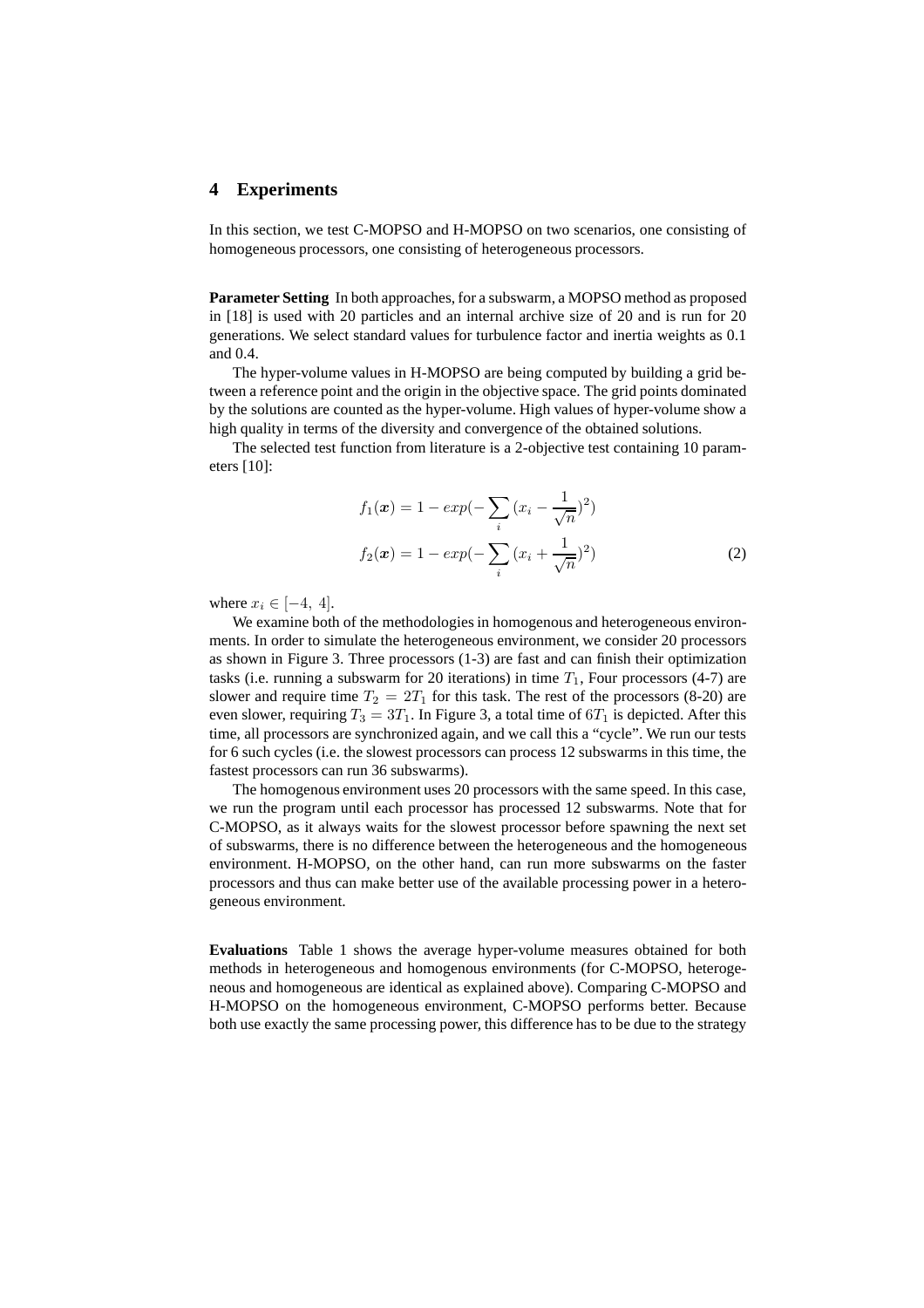## 4 Experiments

In this section, we test C-MOPSO and H-MOPSO on two scenarios, one consisting of homogeneous processors, one consisting of heterogeneous processors.

**Parameter Setting** In both approaches, for a subswarm, a MOPSO method as proposed in [18] is used with 20 particles and an internal archive size of 20 and is run for 20 generations. We select standard values for turbulence factor and inertia weights as 0.1 and 0.4.

The hyper-volume values in H-MOPSO are being computed by building a grid between a reference point and the origin in the objective space. The grid points dominated by the solutions are counted as the hyper-volume. High values of hyper-volume show a high quality in terms of the diversity and convergence of the obtained solutions.

The selected test function from literature is a 2-objective test containing 10 parameters [10]:

$$
\begin{aligned}
f_1(\boldsymbol{x}) &= 1 - exp(-\sum_i (x_i - \frac{1}{\sqrt{n}})^2) \\
f_2(\boldsymbol{x}) &= 1 - exp(-\sum_i (x_i + \frac{1}{\sqrt{n}})^2)
\end{aligned} \tag{2}
$$

where $x_i \in [-4,\ 4]$.

We examine both of the methodologies in homogenous and heterogeneous environments. In order to simulate the heterogeneous environment, we consider 20 processors as shown in Figure 3. Three processors (1-3) are fast and can finish their optimization tasks (i.e. running a subswarm for 20 iterations) in time $T_1$, Four processors (4-7) are slower and require time $T_2 = 2T_1$ for this task. The rest of the processors (8-20) are even slower, requiring $T_3 = 3T_1$. In Figure 3, a total time of $6T_1$ is depicted. After this time, all processors are synchronized again, and we call this a "cycle". We run our tests for 6 such cycles (i.e. the slowest processors can process 12 subswarms in this time, the fastest processors can run 36 subswarms).

The homogenous environment uses 20 processors with the same speed. In this case, we run the program until each processor has processed 12 subswarms. Note that for C-MOPSO, as it always waits for the slowest processor before spawning the next set of subswarms, there is no difference between the heterogeneous and the homogeneous environment. H-MOPSO, on the other hand, can run more subswarms on the faster processors and thus can make better use of the available processing power in a heterogeneous environment.

**Evaluations** Table 1 shows the average hyper-volume measures obtained for both methods in heterogeneous and homogenous environments (for C-MOPSO, heterogeneous and homogeneous are identical as explained above). Comparing C-MOPSO and H-MOPSO on the homogeneous environment, C-MOPSO performs better. Because both use exactly the same processing power, this difference has to be due to the strategy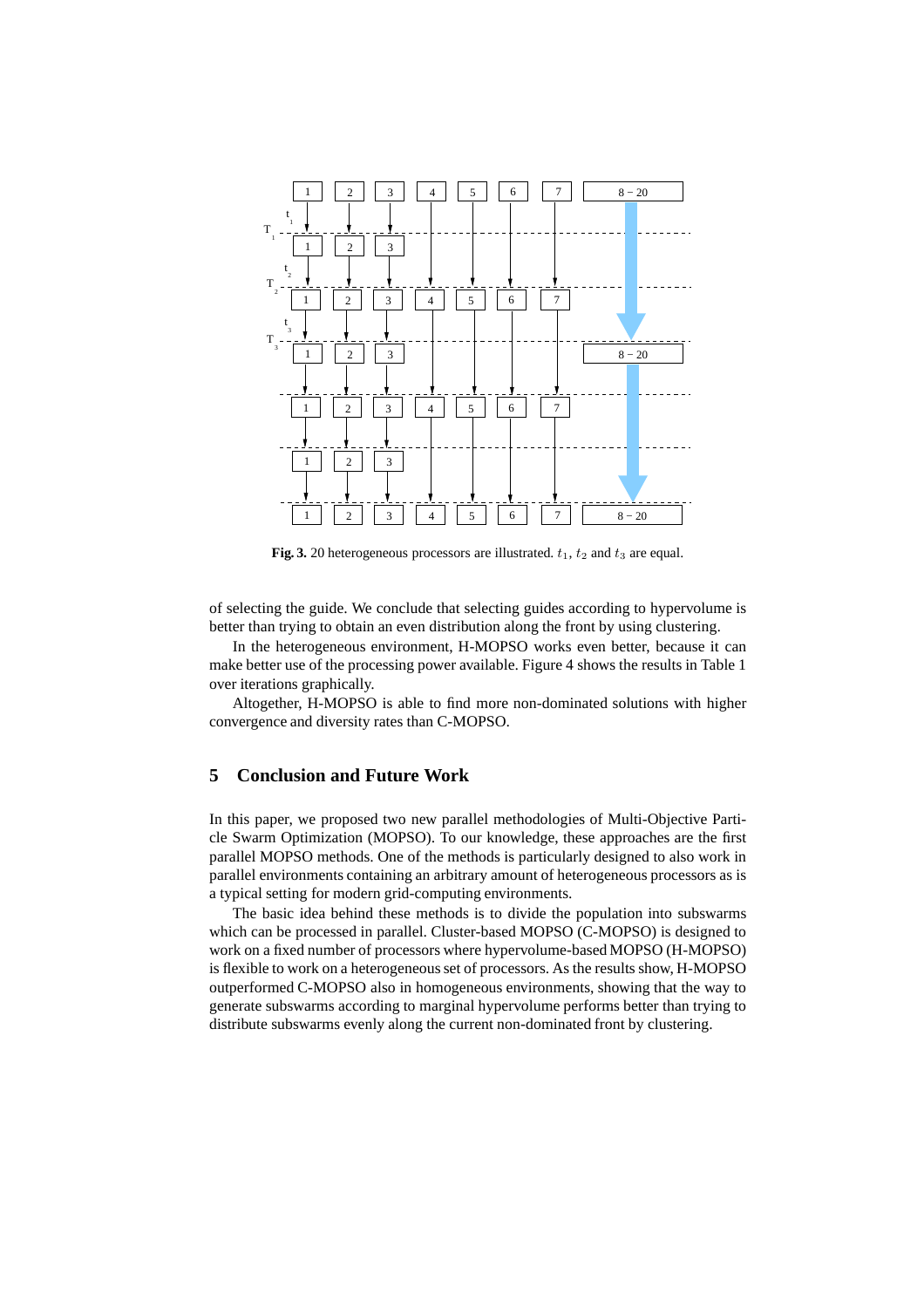**Fig. 3.** 20 heterogeneous processors are illustrated. $t_1$, $t_2$ and $t_3$ are equal.

of selecting the guide. We conclude that selecting guides according to hypervolume is better than trying to obtain an even distribution along the front by using clustering.

In the heterogeneous environment, H-MOPSO works even better, because it can make better use of the processing power available. Figure 4 shows the results in Table 1 over iterations graphically.

Altogether, H-MOPSO is able to find more non-dominated solutions with higher convergence and diversity rates than C-MOPSO.

## 5 Conclusion and Future Work

In this paper, we proposed two new parallel methodologies of Multi-Objective Particle Swarm Optimization (MOPSO). To our knowledge, these approaches are the first parallel MOPSO methods. One of the methods is particularly designed to also work in parallel environments containing an arbitrary amount of heterogeneous processors as is a typical setting for modern grid-computing environments.

The basic idea behind these methods is to divide the population into subswarms which can be processed in parallel. Cluster-based MOPSO (C-MOPSO) is designed to work on a fixed number of processors where hypervolume-based MOPSO (H-MOPSO) is flexible to work on a heterogeneous set of processors. As the results show, H-MOPSO outperformed C-MOPSO also in homogeneous environments, showing that the way to generate subswarms according to marginal hypervolume performs better than trying to distribute subswarms evenly along the current non-dominated front by clustering.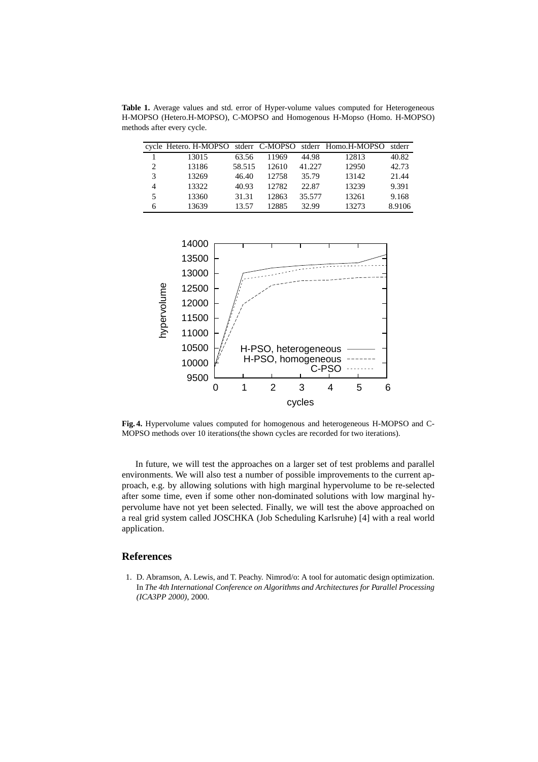**Table 1.** Average values and std. error of Hyper-volume values computed for Heterogeneous H-MOPSO (Hetero.H-MOPSO), C-MOPSO and Homogenous H-Mopso (Homo. H-MOPSO) methods after every cycle.

| cycle | Hetero. H-MOPSO | stderr | C-MOPSO | stderr | Homo.H-MOPSO | stderr |
|---|---|---|---|---|---|---|
| 1 | 13015 | 63.56 | 11969 | 44.98 | 12813 | 40.82 |
| 2 | 13186 | 58.515 | 12610 | 41.227 | 12950 | 42.73 |
| 3 | 13269 | 46.40 | 12758 | 35.79 | 13142 | 21.44 |
| 4 | 13322 | 40.93 | 12782 | 22.87 | 13239 | 9.391 |
| 5 | 13360 | 31.31 | 12863 | 35.577 | 13261 | 9.168 |
| 6 | 13639 | 13.57 | 12885 | 32.99 | 13273 | 8.9106 |

**Fig. 4.** Hypervolume values computed for homogenous and heterogeneous H-MOPSO and C-MOPSO methods over 10 iterations(the shown cycles are recorded for two iterations).

In future, we will test the approaches on a larger set of test problems and parallel environments. We will also test a number of possible improvements to the current approach, e.g. by allowing solutions with high marginal hypervolume to be re-selected after some time, even if some other non-dominated solutions with low marginal hypervolume have not yet been selected. Finally, we will test the above approached on a real grid system called JOSCHKA (Job Scheduling Karlsruhe) [4] with a real world application.

## References

1. D. Abramson, A. Lewis, and T. Peachy. Nimrod/o: A tool for automatic design optimization. In *The 4th International Conference on Algorithms and Architectures for Parallel Processing (ICA3PP 2000)*, 2000.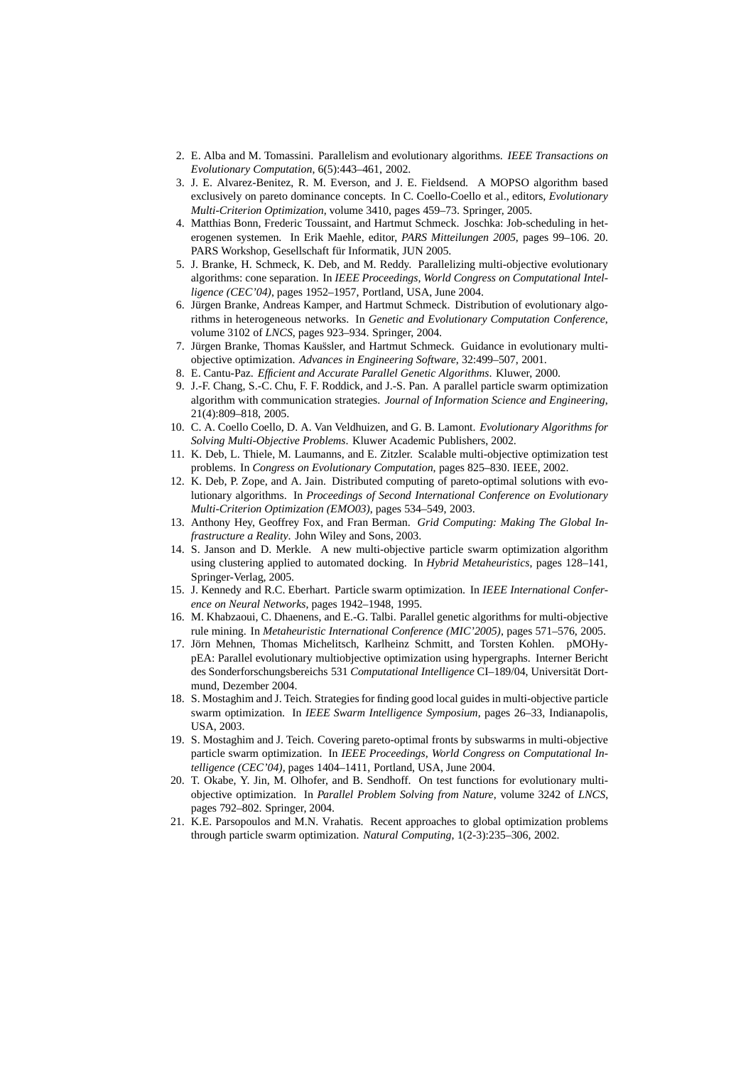2. E. Alba and M. Tomassini. Parallelism and evolutionary algorithms. *IEEE Transactions on Evolutionary Computation*, 6(5):443–461, 2002.
3. J. E. Alvarez-Benitez, R. M. Everson, and J. E. Fieldsend. A MOPSO algorithm based exclusively on pareto dominance concepts. In C. Coello-Coello et al., editors, *Evolutionary Multi-Criterion Optimization*, volume 3410, pages 459–73. Springer, 2005.
4. Matthias Bonn, Frederic Toussaint, and Hartmut Schmeck. Joschka: Job-scheduling in heterogenen systemen. In Erik Maehle, editor, *PARS Mitteilungen 2005*, pages 99–106. 20. PARS Workshop, Gesellschaft für Informatik, JUN 2005.
5. J. Branke, H. Schmeck, K. Deb, and M. Reddy. Parallelizing multi-objective evolutionary algorithms: cone separation. In *IEEE Proceedings, World Congress on Computational Intelligence (CEC'04)*, pages 1952–1957, Portland, USA, June 2004.
6. Jürgen Branke, Andreas Kamper, and Hartmut Schmeck. Distribution of evolutionary algorithms in heterogeneous networks. In *Genetic and Evolutionary Computation Conference*, volume 3102 of *LNCS*, pages 923–934. Springer, 2004.
7. Jürgen Branke, Thomas Kaußler, and Hartmut Schmeck. Guidance in evolutionary multi-objective optimization. *Advances in Engineering Software*, 32:499–507, 2001.
8. E. Cantu-Paz. *Efficient and Accurate Parallel Genetic Algorithms*. Kluwer, 2000.
9. J.-F. Chang, S.-C. Chu, F. F. Roddick, and J.-S. Pan. A parallel particle swarm optimization algorithm with communication strategies. *Journal of Information Science and Engineering*, 21(4):809–818, 2005.
10. C. A. Coello Coello, D. A. Van Veldhuizen, and G. B. Lamont. *Evolutionary Algorithms for Solving Multi-Objective Problems*. Kluwer Academic Publishers, 2002.
11. K. Deb, L. Thiele, M. Laumanns, and E. Zitzler. Scalable multi-objective optimization test problems. In *Congress on Evolutionary Computation*, pages 825–830. IEEE, 2002.
12. K. Deb, P. Zope, and A. Jain. Distributed computing of pareto-optimal solutions with evolutionary algorithms. In *Proceedings of Second International Conference on Evolutionary Multi-Criterion Optimization (EMO03)*, pages 534–549, 2003.
13. Anthony Hey, Geoffrey Fox, and Fran Berman. *Grid Computing: Making The Global Infrastructure a Reality*. John Wiley and Sons, 2003.
14. S. Janson and D. Merkle. A new multi-objective particle swarm optimization algorithm using clustering applied to automated docking. In *Hybrid Metaheuristics*, pages 128–141, Springer-Verlag, 2005.
15. J. Kennedy and R.C. Eberhart. Particle swarm optimization. In *IEEE International Conference on Neural Networks*, pages 1942–1948, 1995.
16. M. Khabzaoui, C. Dhaenens, and E.-G. Talbi. Parallel genetic algorithms for multi-objective rule mining. In *Metaheuristic International Conference (MIC'2005)*, pages 571–576, 2005.
17. Jörn Mehnen, Thomas Michelitsch, Karlheinz Schmitt, and Torsten Kohlen. pMOHypEA: Parallel evolutionary multiobjective optimization using hypergraphs. Interner Bericht des Sonderforschungsbereichs 531 *Computational Intelligence* CI–189/04, Universität Dortmund, Dezember 2004.
18. S. Mostaghim and J. Teich. Strategies for finding good local guides in multi-objective particle swarm optimization. In *IEEE Swarm Intelligence Symposium*, pages 26–33, Indianapolis, USA, 2003.
19. S. Mostaghim and J. Teich. Covering pareto-optimal fronts by subswarms in multi-objective particle swarm optimization. In *IEEE Proceedings, World Congress on Computational Intelligence (CEC'04)*, pages 1404–1411, Portland, USA, June 2004.
20. T. Okabe, Y. Jin, M. Olhofer, and B. Sendhoff. On test functions for evolutionary multi-objective optimization. In *Parallel Problem Solving from Nature*, volume 3242 of *LNCS*, pages 792–802. Springer, 2004.
21. K.E. Parsopoulos and M.N. Vrahatis. Recent approaches to global optimization problems through particle swarm optimization. *Natural Computing*, 1(2-3):235–306, 2002.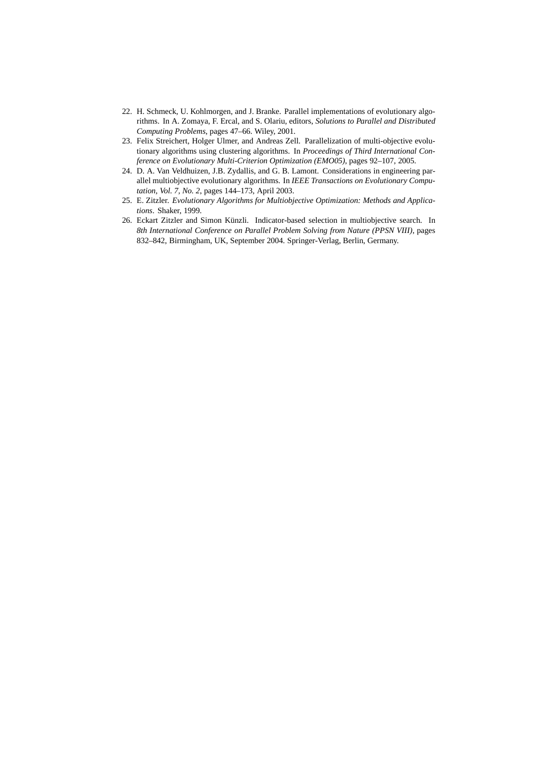22. H. Schmeck, U. Kohlmorgen, and J. Branke. Parallel implementations of evolutionary algorithms. In A. Zomaya, F. Ercal, and S. Olariu, editors, *Solutions to Parallel and Distributed Computing Problems*, pages 47–66. Wiley, 2001.
23. Felix Streichert, Holger Ulmer, and Andreas Zell. Parallelization of multi-objective evolutionary algorithms using clustering algorithms. In *Proceedings of Third International Conference on Evolutionary Multi-Criterion Optimization (EMO05)*, pages 92–107, 2005.
24. D. A. Van Veldhuizen, J.B. Zydallis, and G. B. Lamont. Considerations in engineering parallel multiobjective evolutionary algorithms. In *IEEE Transactions on Evolutionary Computation, Vol. 7, No. 2*, pages 144–173, April 2003.
25. E. Zitzler. *Evolutionary Algorithms for Multiobjective Optimization: Methods and Applications*. Shaker, 1999.
26. Eckart Zitzler and Simon Künzli. Indicator-based selection in multiobjective search. In *8th International Conference on Parallel Problem Solving from Nature (PPSN VIII)*, pages 832–842, Birmingham, UK, September 2004. Springer-Verlag, Berlin, Germany.